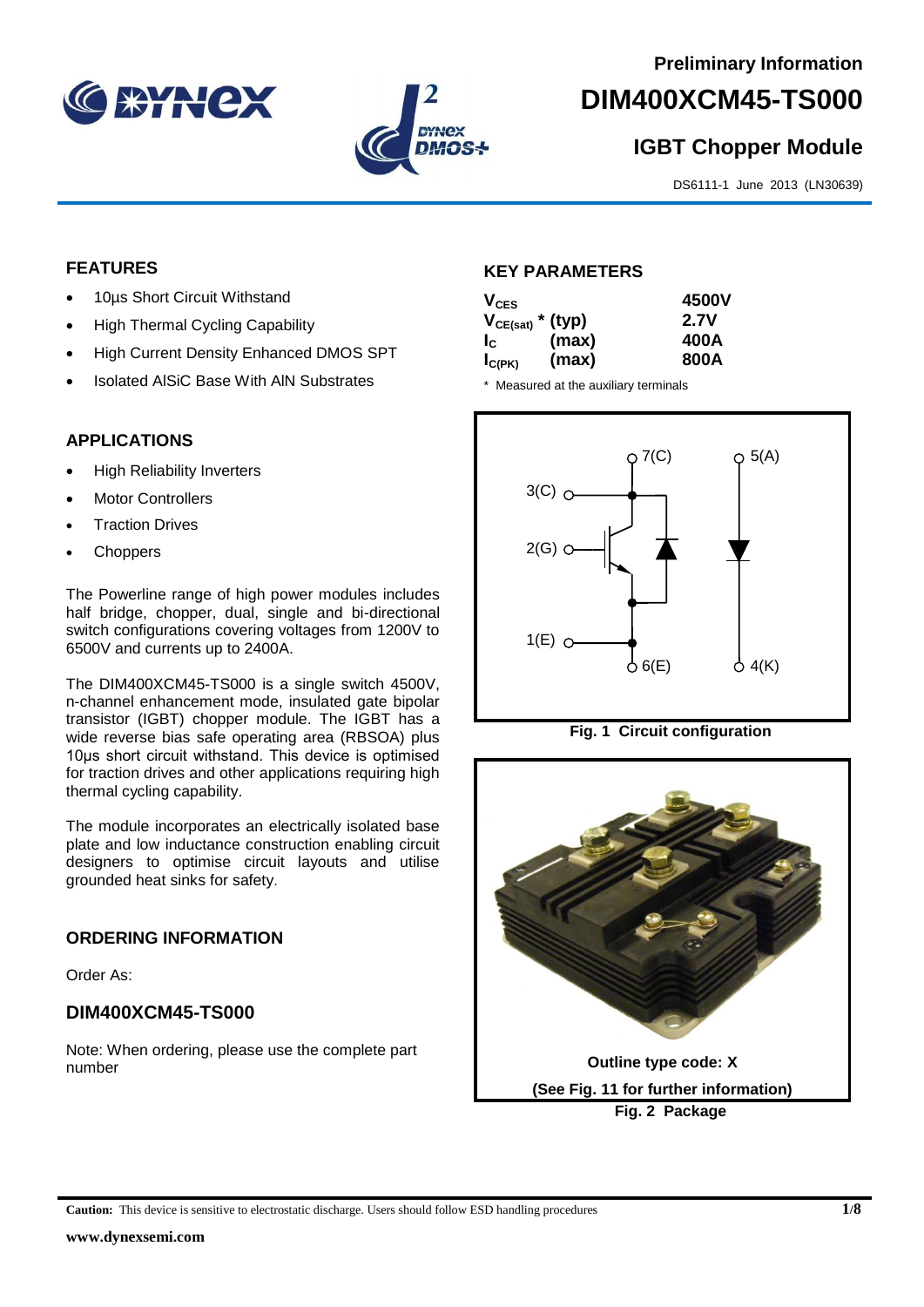Preliminary Information

# DIM400XCM45-TS000

## IGBT Chopper Module

DS6111-1 June 2013 (LN30639)

### FEATURES

- 10µs Short Circuit Withstand
- High Thermal Cycling Capability
- High Current Density Enhanced DMOS SPT
- Isolated AlSiC Base With AlN Substrates

### APPLICATIONS

- High Reliability Inverters
- Motor Controllers
- Traction Drives
- Choppers

The Powerline range of high power modules includes half bridge, chopper, dual, single and bi-directional switch configurations covering voltages from 1200V to 6500V and currents up to 2400A.

The DIM400XCM45-TS000 is a single switch 4500V, n-channel enhancement mode, insulated gate bipolar transistor (IGBT) chopper module. The IGBT has a wide reverse bias safe operating area (RBSOA) plus 10µs short circuit withstand. This device is optimised for traction drives and other applications requiring high thermal cycling capability.

The module incorporates an electrically isolated base plate and low inductance construction enabling circuit designers to optimise circuit layouts and utilise grounded heat sinks for safety.

### ORDERING INFORMATION

Order As:

### DIM400XCM45-TS000

Note: When ordering, please use the complete part number

### KEY PARAMETERS

| Parameter | | Value |
|---|---|---|
| $V_{CES}$ | | **4500V** |
| $V_{CE(sat)}$ * | (typ) | **2.7V** |
| $I_C$ | (max) | **400A** |
| $I_{C(PK)}$ | (max) | **800A** |

\* Measured at the auxiliary terminals

Fig. 1 Circuit configuration

Outline type code: X

(See Fig. 11 for further information)

Fig. 2 Package

**Caution:** This device is sensitive to electrostatic discharge. Users should follow ESD handling procedures

www.dynexsemi.com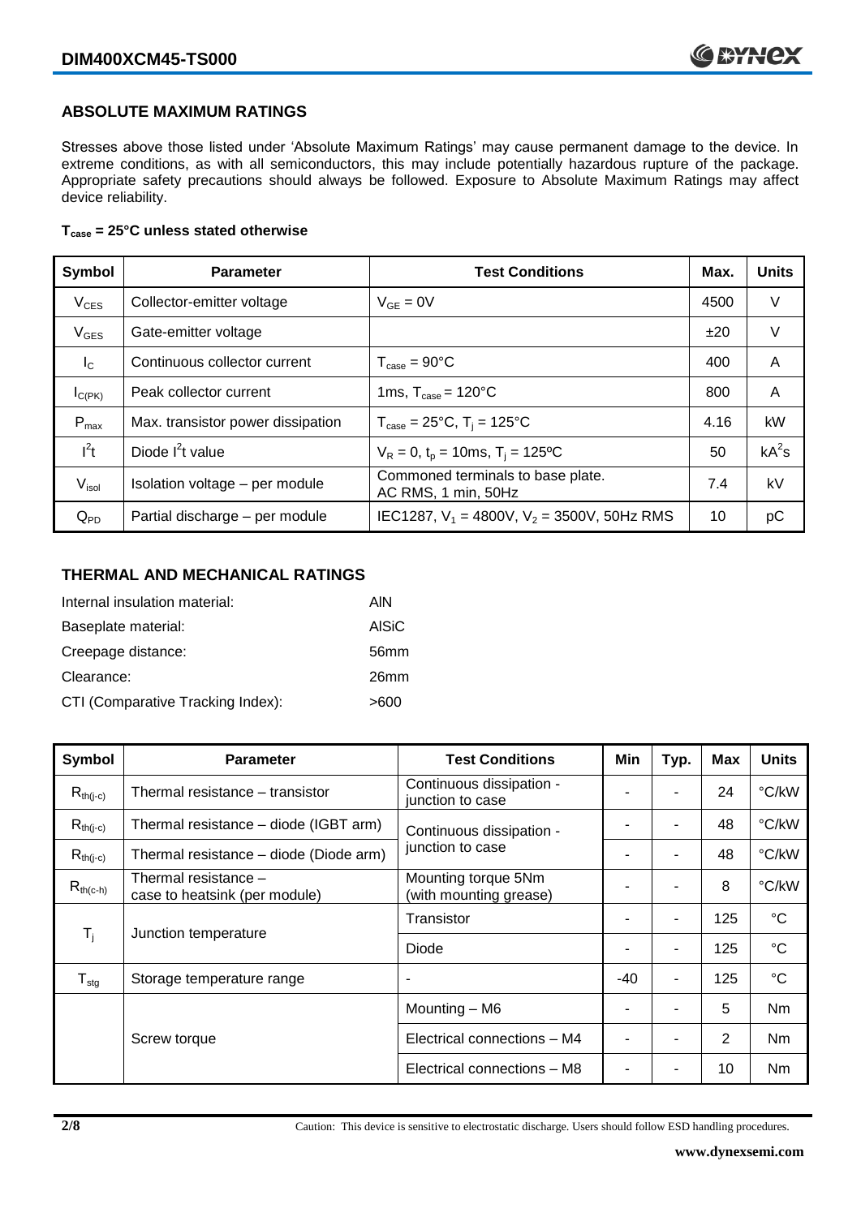## ABSOLUTE MAXIMUM RATINGS

Stresses above those listed under 'Absolute Maximum Ratings' may cause permanent damage to the device. In extreme conditions, as with all semiconductors, this may include potentially hazardous rupture of the package. Appropriate safety precautions should always be followed. Exposure to Absolute Maximum Ratings may affect device reliability.

**$T_{case}$ = 25°C unless stated otherwise**

| Symbol | Parameter | Test Conditions | Max. | Units |
|---|---|---|---|---|
| $V_{CES}$ | Collector-emitter voltage | $V_{GE}$ = 0V | 4500 | V |
| $V_{GES}$ | Gate-emitter voltage | | ±20 | V |
| $I_C$ | Continuous collector current | $T_{case}$ = 90°C | 400 | A |
| $I_{C(PK)}$ | Peak collector current | 1ms, $T_{case}$ = 120°C | 800 | A |
| $P_{max}$ | Max. transistor power dissipation | $T_{case}$ = 25°C, $T_j$ = 125°C | 4.16 | kW |
| $I^2t$ | Diode $I^2t$ value | $V_R$ = 0, $t_p$ = 10ms, $T_j$ = 125ºC | 50 | $kA^2s$ |
| $V_{isol}$ | Isolation voltage – per module | Commoned terminals to base plate. AC RMS, 1 min, 50Hz | 7.4 | kV |
| $Q_{PD}$ | Partial discharge – per module | IEC1287, $V_1$ = 4800V, $V_2$ = 3500V, 50Hz RMS | 10 | pC |

## THERMAL AND MECHANICAL RATINGS

| | |
|---|---|
| Internal insulation material: | AlN |
| Baseplate material: | AlSiC |
| Creepage distance: | 56mm |
| Clearance: | 26mm |
| CTI (Comparative Tracking Index): | >600 |

| Symbol | Parameter | Test Conditions | Min | Typ. | Max | Units |
|---|---|---|---|---|---|---|
| $R_{th(j-c)}$ | Thermal resistance – transistor | Continuous dissipation - junction to case | - | - | 24 | °C/kW |
| $R_{th(j-c)}$ | Thermal resistance – diode (IGBT arm) | Continuous dissipation - junction to case | - | - | 48 | °C/kW |
| $R_{th(j-c)}$ | Thermal resistance – diode (Diode arm) | | - | - | 48 | °C/kW |
| $R_{th(c-h)}$ | Thermal resistance – case to heatsink (per module) | Mounting torque 5Nm (with mounting grease) | - | - | 8 | °C/kW |
| $T_j$ | Junction temperature | Transistor | - | - | 125 | °C |
| | | Diode | - | - | 125 | °C |
| $T_{stg}$ | Storage temperature range | - | -40 | - | 125 | °C |
| | Screw torque | Mounting – M6 | - | - | 5 | Nm |
| | | Electrical connections – M4 | - | - | 2 | Nm |
| | | Electrical connections – M8 | - | - | 10 | Nm |

Caution: This device is sensitive to electrostatic discharge. Users should follow ESD handling procedures.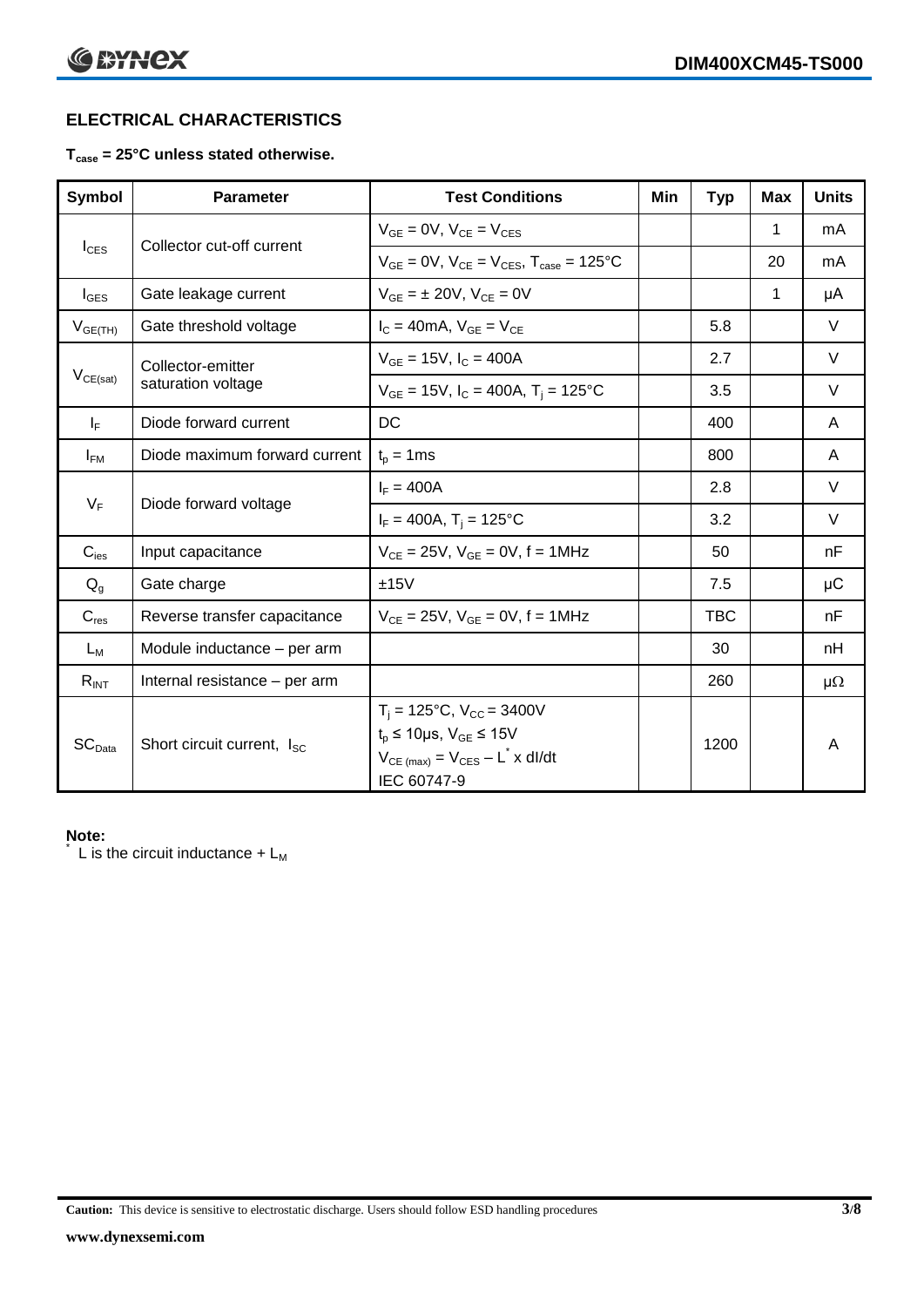## ELECTRICAL CHARACTERISTICS

**$T_{case}$ = 25°C unless stated otherwise.**

| Symbol | Parameter | Test Conditions | Min | Typ | Max | Units |
|---|---|---|---|---|---|---|
| $I_{CES}$ | Collector cut-off current | $V_{GE}$ = 0V, $V_{CE}$ = $V_{CES}$ | | | 1 | mA |
| | | $V_{GE}$ = 0V, $V_{CE}$ = $V_{CES}$, $T_{case}$ = 125°C | | | 20 | mA |
| $I_{GES}$ | Gate leakage current | $V_{GE}$ = ± 20V, $V_{CE}$ = 0V | | | 1 | μA |
| $V_{GE(TH)}$ | Gate threshold voltage | $I_C$ = 40mA, $V_{GE}$ = $V_{CE}$ | | 5.8 | | V |
| $V_{CE(sat)}$ | Collector-emitter saturation voltage | $V_{GE}$ = 15V, $I_C$ = 400A | | 2.7 | | V |
| | | $V_{GE}$ = 15V, $I_C$ = 400A, $T_j$ = 125°C | | 3.5 | | V |
| $I_F$ | Diode forward current | DC | | 400 | | A |
| $I_{FM}$ | Diode maximum forward current | $t_p$ = 1ms | | 800 | | A |
| $V_F$ | Diode forward voltage | $I_F$ = 400A | | 2.8 | | V |
| | | $I_F$ = 400A, $T_j$ = 125°C | | 3.2 | | V |
| $C_{ies}$ | Input capacitance | $V_{CE}$ = 25V, $V_{GE}$ = 0V, f = 1MHz | | 50 | | nF |
| $Q_g$ | Gate charge | ±15V | | 7.5 | | μC |
| $C_{res}$ | Reverse transfer capacitance | $V_{CE}$ = 25V, $V_{GE}$ = 0V, f = 1MHz | | TBC | | nF |
| $L_M$ | Module inductance – per arm | | | 30 | | nH |
| $R_{INT}$ | Internal resistance – per arm | | | 260 | | μΩ |
| $SC_{Data}$ | Short circuit current, $I_{SC}$ | $T_j$ = 125°C, $V_{CC}$ = 3400V<br>$t_p$ ≤ 10μs, $V_{GE}$ ≤ 15V<br>$V_{CE\,(max)}$ = $V_{CES}$ – $L^*$ x dI/dt<br>IEC 60747-9 | | 1200 | | A |

**Note:**

* L is the circuit inductance + $L_M$

**Caution:** This device is sensitive to electrostatic discharge. Users should follow ESD handling procedures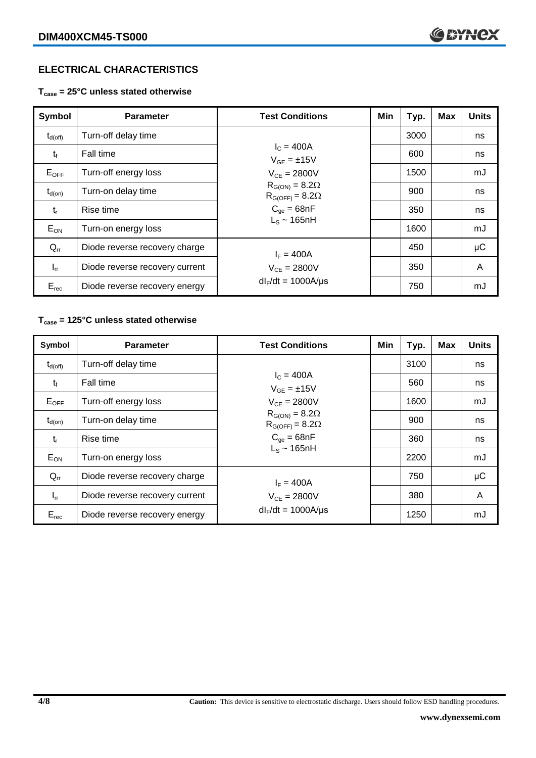## ELECTRICAL CHARACTERISTICS

**$T_{case}$ = 25°C unless stated otherwise**

| Symbol | Parameter | Test Conditions | Min | Typ. | Max | Units |
|---|---|---|---|---|---|---|
| $t_{d(off)}$ | Turn-off delay time | $I_C$ = 400A<br>$V_{GE}$ = ±15V<br>$V_{CE}$ = 2800V<br>$R_{G(ON)}$ = 8.2Ω<br>$R_{G(OFF)}$ = 8.2Ω<br>$C_{ge}$ = 68nF<br>$L_S$ ~ 165nH | | 3000 | | ns |
| $t_f$ | Fall time | | | 600 | | ns |
| $E_{OFF}$ | Turn-off energy loss | | | 1500 | | mJ |
| $t_{d(on)}$ | Turn-on delay time | | | 900 | | ns |
| $t_r$ | Rise time | | | 350 | | ns |
| $E_{ON}$ | Turn-on energy loss | | | 1600 | | mJ |
| $Q_{rr}$ | Diode reverse recovery charge | $I_F$ = 400A<br>$V_{CE}$ = 2800V<br>$dI_F/dt$ = 1000A/µs | | 450 | | µC |
| $I_{rr}$ | Diode reverse recovery current | | | 350 | | A |
| $E_{rec}$ | Diode reverse recovery energy | | | 750 | | mJ |

**$T_{case}$ = 125°C unless stated otherwise**

| Symbol | Parameter | Test Conditions | Min | Typ. | Max | Units |
|---|---|---|---|---|---|---|
| $t_{d(off)}$ | Turn-off delay time | $I_C$ = 400A<br>$V_{GE}$ = ±15V<br>$V_{CE}$ = 2800V<br>$R_{G(ON)}$ = 8.2Ω<br>$R_{G(OFF)}$ = 8.2Ω<br>$C_{ge}$ = 68nF<br>$L_S$ ~ 165nH | | 3100 | | ns |
| $t_f$ | Fall time | | | 560 | | ns |
| $E_{OFF}$ | Turn-off energy loss | | | 1600 | | mJ |
| $t_{d(on)}$ | Turn-on delay time | | | 900 | | ns |
| $t_r$ | Rise time | | | 360 | | ns |
| $E_{ON}$ | Turn-on energy loss | | | 2200 | | mJ |
| $Q_{rr}$ | Diode reverse recovery charge | $I_F$ = 400A<br>$V_{CE}$ = 2800V<br>$dI_F/dt$ = 1000A/µs | | 750 | | µC |
| $I_{rr}$ | Diode reverse recovery current | | | 380 | | A |
| $E_{rec}$ | Diode reverse recovery energy | | | 1250 | | mJ |

**Caution:** This device is sensitive to electrostatic discharge. Users should follow ESD handling procedures.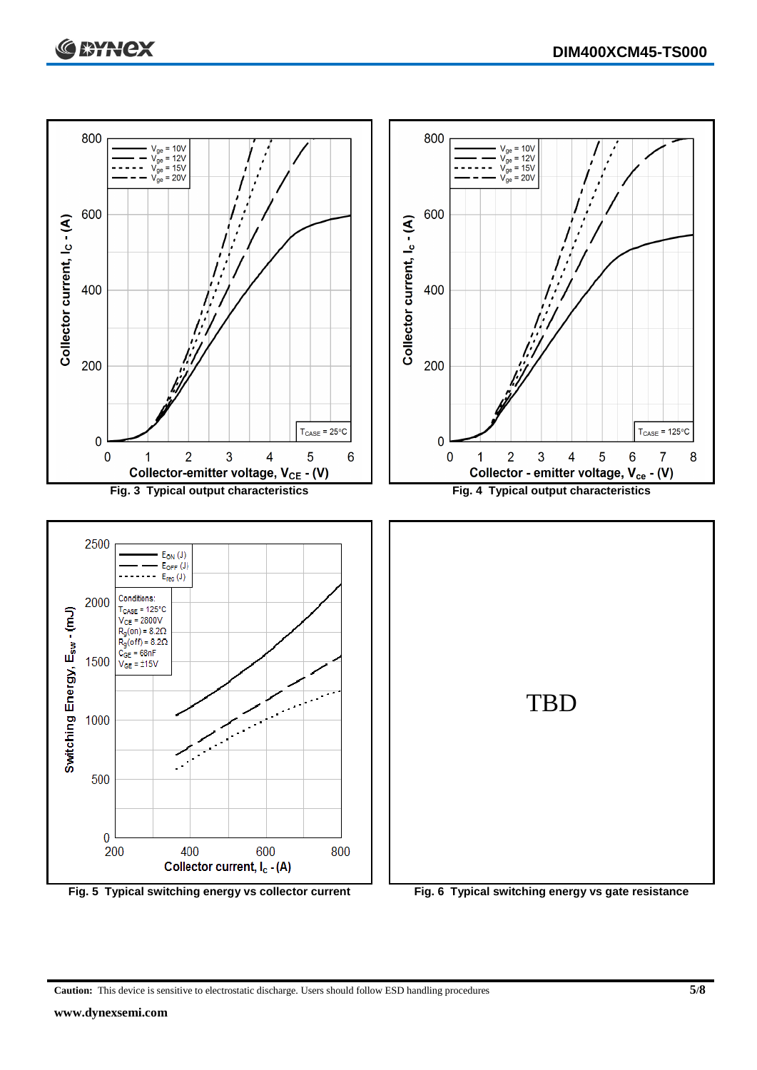Fig. 3 Typical output characteristics

Fig. 4 Typical output characteristics

Fig. 5 Typical switching energy vs collector current

TBD

Fig. 6 Typical switching energy vs gate resistance

**Caution:** This device is sensitive to electrostatic discharge. Users should follow ESD handling procedures

**www.dynexsemi.com**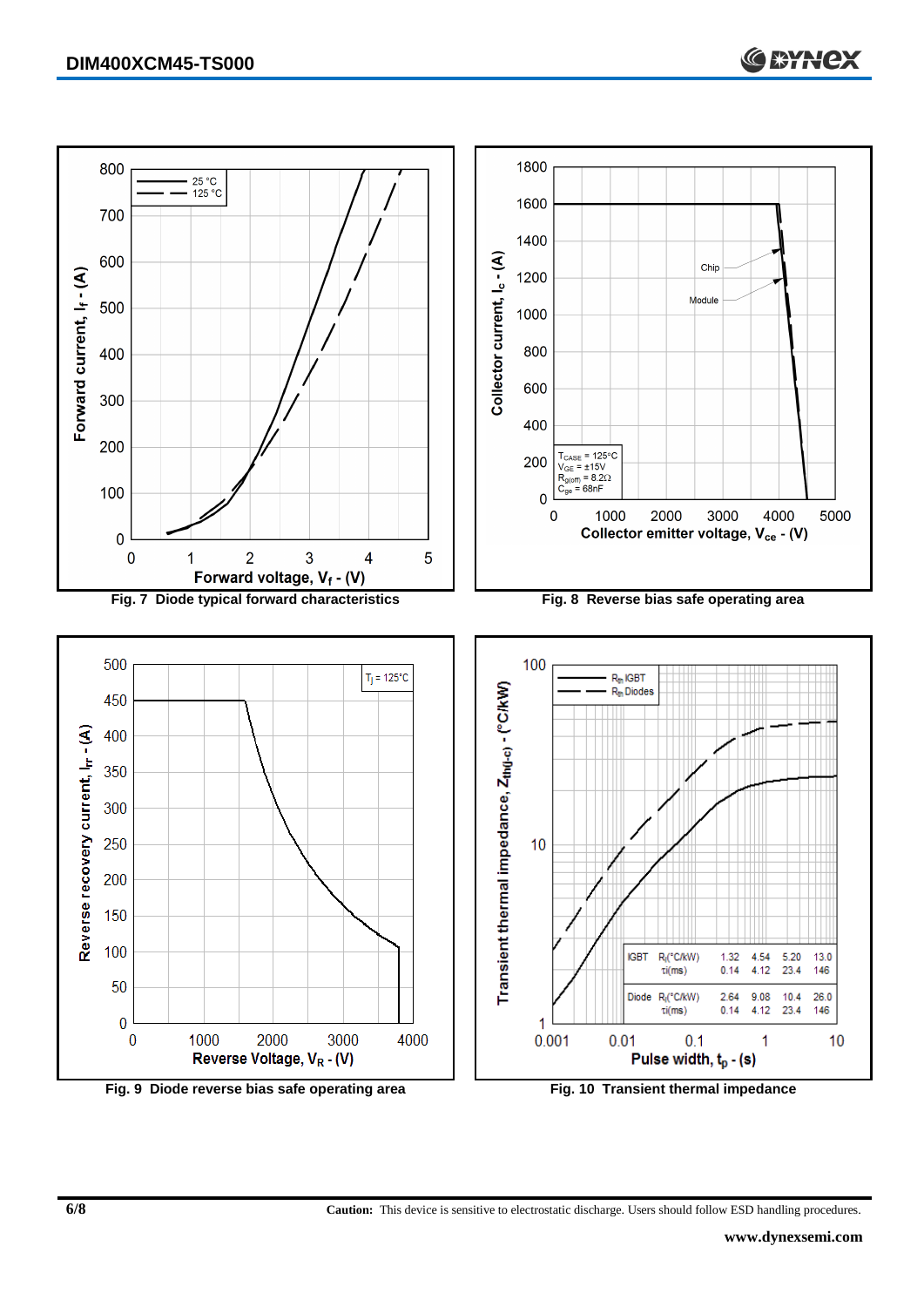Fig. 7 Diode typical forward characteristics

Fig. 8 Reverse bias safe operating area

Fig. 9 Diode reverse bias safe operating area

| | | | | | |
|---|---|---|---|---|---|
| IGBT | $R_i$(°C/kW) | 1.32 | 4.54 | 5.20 | 13.0 |
| | $\tau_i$(ms) | 0.14 | 4.12 | 23.4 | 146 |
| Diode | $R_i$(°C/kW) | 2.64 | 9.08 | 10.4 | 26.0 |
| | $\tau_i$(ms) | 0.14 | 4.12 | 23.4 | 146 |

Fig. 10 Transient thermal impedance

**Caution:** This device is sensitive to electrostatic discharge. Users should follow ESD handling procedures.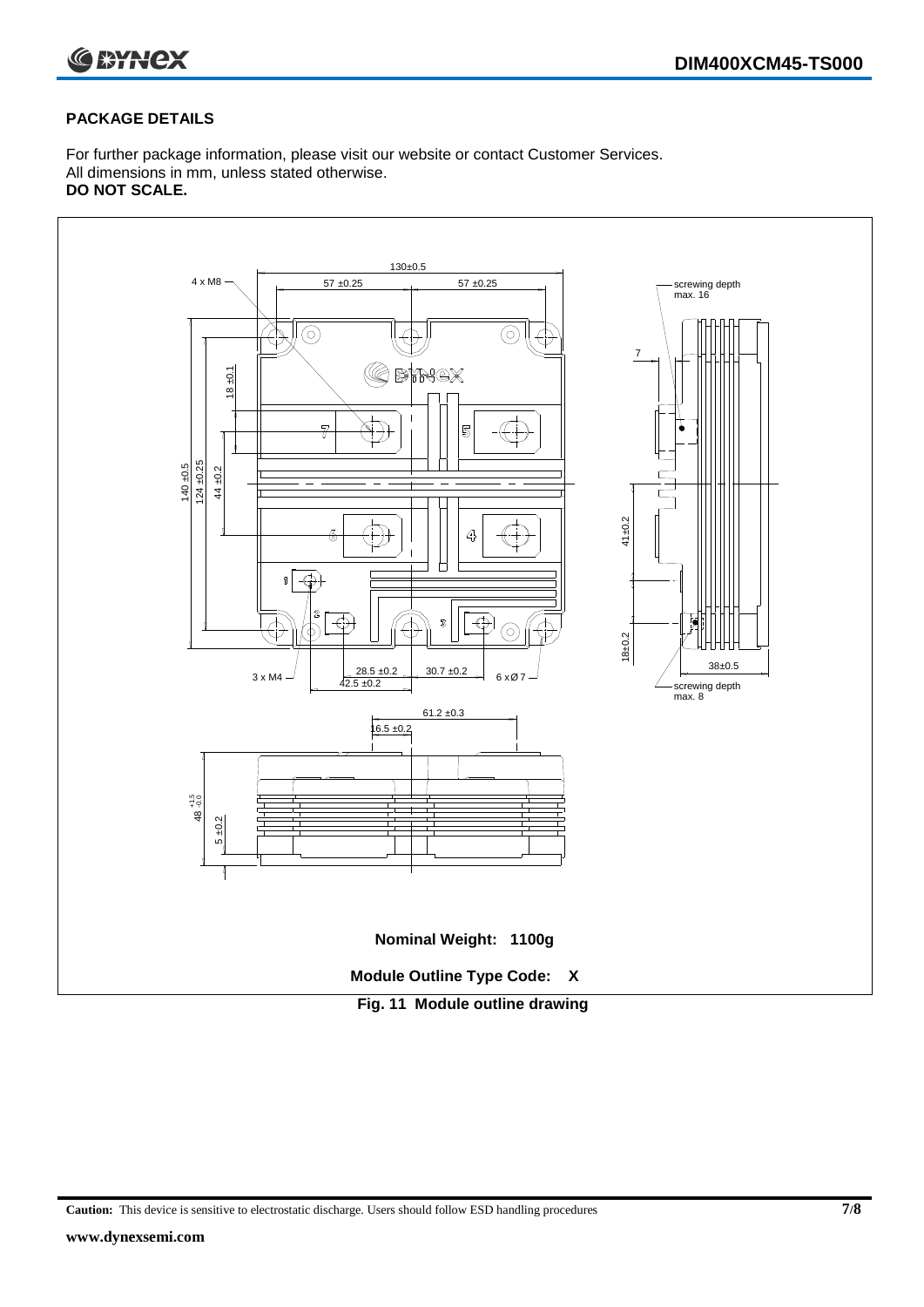## PACKAGE DETAILS

For further package information, please visit our website or contact Customer Services.
All dimensions in mm, unless stated otherwise.
**DO NOT SCALE.**

**Nominal Weight: 1100g**

**Module Outline Type Code: X**

**Fig. 11 Module outline drawing**

**Caution:** This device is sensitive to electrostatic discharge. Users should follow ESD handling procedures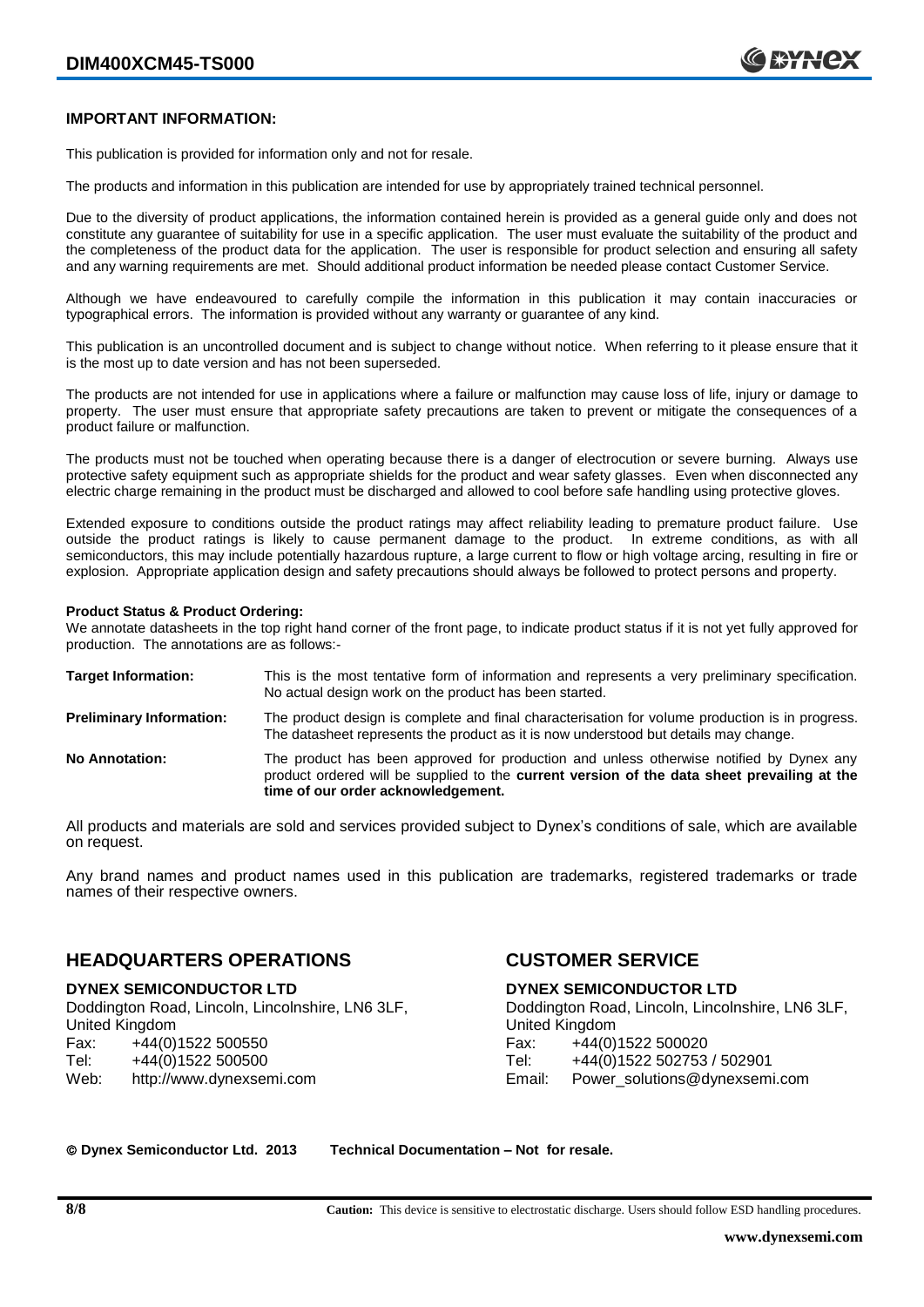**IMPORTANT INFORMATION:**

This publication is provided for information only and not for resale.

The products and information in this publication are intended for use by appropriately trained technical personnel.

Due to the diversity of product applications, the information contained herein is provided as a general guide only and does not constitute any guarantee of suitability for use in a specific application. The user must evaluate the suitability of the product and the completeness of the product data for the application. The user is responsible for product selection and ensuring all safety and any warning requirements are met. Should additional product information be needed please contact Customer Service.

Although we have endeavoured to carefully compile the information in this publication it may contain inaccuracies or typographical errors. The information is provided without any warranty or guarantee of any kind.

This publication is an uncontrolled document and is subject to change without notice. When referring to it please ensure that it is the most up to date version and has not been superseded.

The products are not intended for use in applications where a failure or malfunction may cause loss of life, injury or damage to property. The user must ensure that appropriate safety precautions are taken to prevent or mitigate the consequences of a product failure or malfunction.

The products must not be touched when operating because there is a danger of electrocution or severe burning. Always use protective safety equipment such as appropriate shields for the product and wear safety glasses. Even when disconnected any electric charge remaining in the product must be discharged and allowed to cool before safe handling using protective gloves.

Extended exposure to conditions outside the product ratings may affect reliability leading to premature product failure. Use outside the product ratings is likely to cause permanent damage to the product. In extreme conditions, as with all semiconductors, this may include potentially hazardous rupture, a large current to flow or high voltage arcing, resulting in fire or explosion. Appropriate application design and safety precautions should always be followed to protect persons and property.

**Product Status & Product Ordering:**

We annotate datasheets in the top right hand corner of the front page, to indicate product status if it is not yet fully approved for production. The annotations are as follows:-

| | |
|---|---|
| **Target Information:** | This is the most tentative form of information and represents a very preliminary specification. No actual design work on the product has been started. |
| **Preliminary Information:** | The product design is complete and final characterisation for volume production is in progress. The datasheet represents the product as it is now understood but details may change. |
| **No Annotation:** | The product has been approved for production and unless otherwise notified by Dynex any product ordered will be supplied to the **current version of the data sheet prevailing at the time of our order acknowledgement.** |

All products and materials are sold and services provided subject to Dynex's conditions of sale, which are available on request.

Any brand names and product names used in this publication are trademarks, registered trademarks or trade names of their respective owners.

## HEADQUARTERS OPERATIONS

**DYNEX SEMICONDUCTOR LTD**

Doddington Road, Lincoln, Lincolnshire, LN6 3LF, United Kingdom
Fax: +44(0)1522 500550
Tel: +44(0)1522 500500
Web: http://www.dynexsemi.com

## CUSTOMER SERVICE

**DYNEX SEMICONDUCTOR LTD**

Doddington Road, Lincoln, Lincolnshire, LN6 3LF, United Kingdom
Fax: +44(0)1522 500020
Tel: +44(0)1522 502753 / 502901
Email: Power_solutions@dynexsemi.com

**© Dynex Semiconductor Ltd. 2013 Technical Documentation – Not for resale.**

**Caution:** This device is sensitive to electrostatic discharge. Users should follow ESD handling procedures.